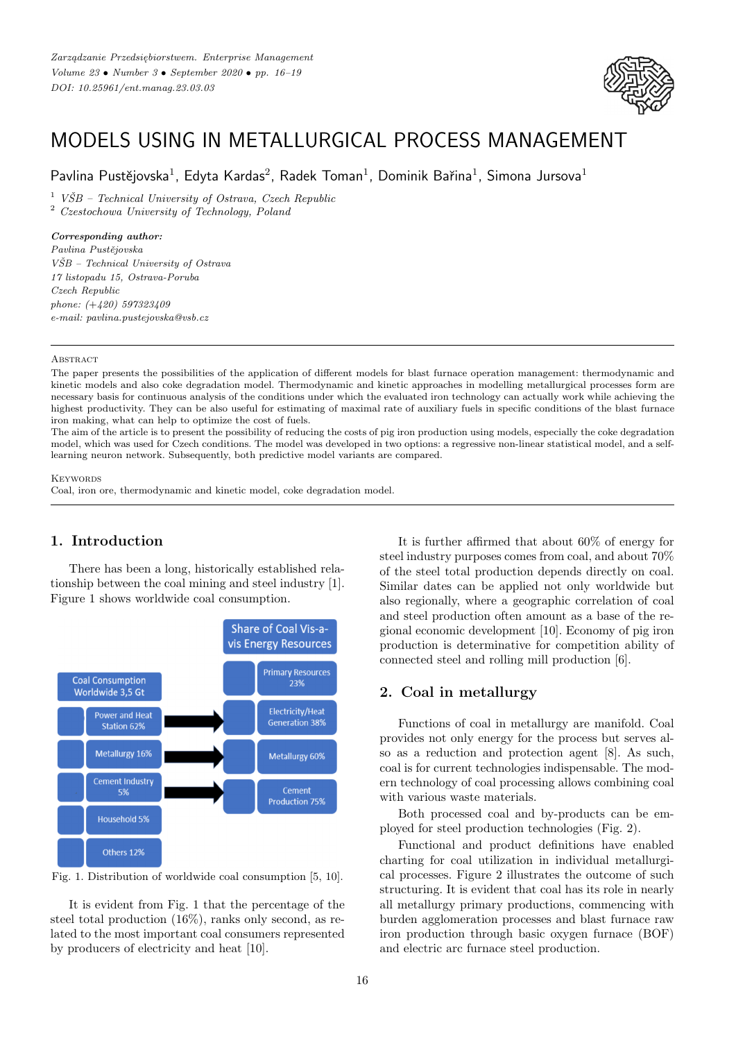Zarządzanie Przedsiębiorstwem. Enterprise Management
Volume 23 • Number 3 • September 2020 • pp. 16–19
DOI: 10.25961/ent.manag.23.03.03

# MODELS USING IN METALLURGICAL PROCESS MANAGEMENT

Pavlina Pustějovska[1], Edyta Kardas[2], Radek Toman[1], Dominik Bařina[1], Simona Jursova[1]

[1] *VŠB – Technical University of Ostrava, Czech Republic*
[2] *Czestochowa University of Technology, Poland*

***Corresponding author:***
*Pavlina Pustějovska*
*VŠB – Technical University of Ostrava*
*17 listopadu 15, Ostrava-Poruba*
*Czech Republic*
*phone: (+420) 597323409*
*e-mail: pavlina.pustejovska@vsb.cz*

---

Abstract

The paper presents the possibilities of the application of different models for blast furnace operation management: thermodynamic and kinetic models and also coke degradation model. Thermodynamic and kinetic approaches in modelling metallurgical processes form are necessary basis for continuous analysis of the conditions under which the evaluated iron technology can actually work while achieving the highest productivity. They can be also useful for estimating of maximal rate of auxiliary fuels in specific conditions of the blast furnace iron making, what can help to optimize the cost of fuels.

The aim of the article is to present the possibility of reducing the costs of pig iron production using models, especially the coke degradation model, which was used for Czech conditions. The model was developed in two options: a regressive non-linear statistical model, and a self-learning neuron network. Subsequently, both predictive model variants are compared.

Keywords

Coal, iron ore, thermodynamic and kinetic model, coke degradation model.

---

## 1. Introduction

There has been a long, historically established relationship between the coal mining and steel industry [1]. Figure 1 shows worldwide coal consumption.

Fig. 1. Distribution of worldwide coal consumption [5, 10].

It is evident from Fig. 1 that the percentage of the steel total production (16%), ranks only second, as related to the most important coal consumers represented by producers of electricity and heat [10].

It is further affirmed that about 60% of energy for steel industry purposes comes from coal, and about 70% of the steel total production depends directly on coal. Similar dates can be applied not only worldwide but also regionally, where a geographic correlation of coal and steel production often amount as a base of the regional economic development [10]. Economy of pig iron production is determinative for competition ability of connected steel and rolling mill production [6].

## 2. Coal in metallurgy

Functions of coal in metallurgy are manifold. Coal provides not only energy for the process but serves also as a reduction and protection agent [8]. As such, coal is for current technologies indispensable. The modern technology of coal processing allows combining coal with various waste materials.

Both processed coal and by-products can be employed for steel production technologies (Fig. 2).

Functional and product definitions have enabled charting for coal utilization in individual metallurgical processes. Figure 2 illustrates the outcome of such structuring. It is evident that coal has its role in nearly all metallurgy primary productions, commencing with burden agglomeration processes and blast furnace raw iron production through basic oxygen furnace (BOF) and electric arc furnace steel production.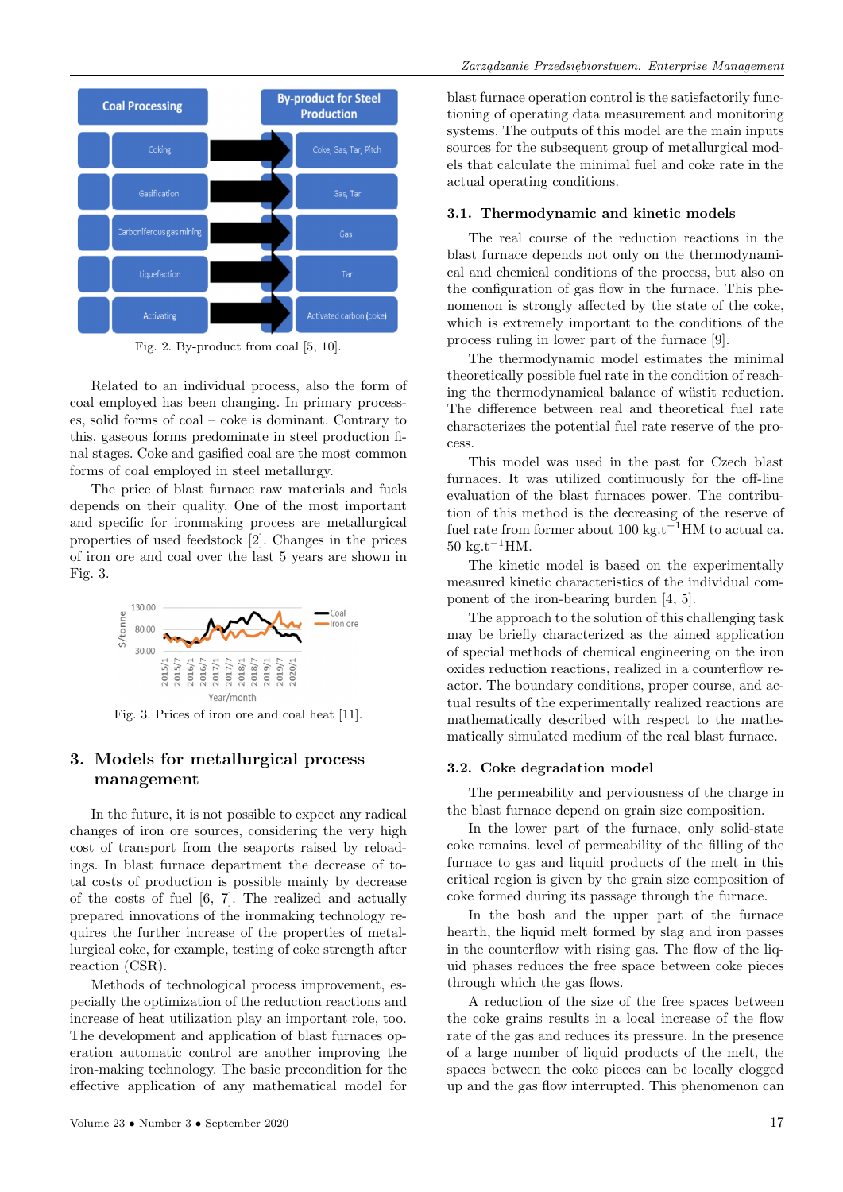Fig. 2. By-product from coal [5, 10].

Related to an individual process, also the form of coal employed has been changing. In primary processes, solid forms of coal – coke is dominant. Contrary to this, gaseous forms predominate in steel production final stages. Coke and gasified coal are the most common forms of coal employed in steel metallurgy.

The price of blast furnace raw materials and fuels depends on their quality. One of the most important and specific for ironmaking process are metallurgical properties of used feedstock [2]. Changes in the prices of iron ore and coal over the last 5 years are shown in Fig. 3.

Fig. 3. Prices of iron ore and coal heat [11].

## 3. Models for metallurgical process management

In the future, it is not possible to expect any radical changes of iron ore sources, considering the very high cost of transport from the seaports raised by reloadings. In blast furnace department the decrease of total costs of production is possible mainly by decrease of the costs of fuel [6, 7]. The realized and actually prepared innovations of the ironmaking technology requires the further increase of the properties of metallurgical coke, for example, testing of coke strength after reaction (CSR).

Methods of technological process improvement, especially the optimization of the reduction reactions and increase of heat utilization play an important role, too. The development and application of blast furnaces operation automatic control are another improving the iron-making technology. The basic precondition for the effective application of any mathematical model for blast furnace operation control is the satisfactorily functioning of operating data measurement and monitoring systems. The outputs of this model are the main inputs sources for the subsequent group of metallurgical models that calculate the minimal fuel and coke rate in the actual operating conditions.

### 3.1. Thermodynamic and kinetic models

The real course of the reduction reactions in the blast furnace depends not only on the thermodynamical and chemical conditions of the process, but also on the configuration of gas flow in the furnace. This phenomenon is strongly affected by the state of the coke, which is extremely important to the conditions of the process ruling in lower part of the furnace [9].

The thermodynamic model estimates the minimal theoretically possible fuel rate in the condition of reaching the thermodynamical balance of wüstit reduction. The difference between real and theoretical fuel rate characterizes the potential fuel rate reserve of the process.

This model was used in the past for Czech blast furnaces. It was utilized continuously for the off-line evaluation of the blast furnaces power. The contribution of this method is the decreasing of the reserve of fuel rate from former about 100 $kg.t^{-1}$HM to actual ca. 50 $kg.t^{-1}$HM.

The kinetic model is based on the experimentally measured kinetic characteristics of the individual component of the iron-bearing burden [4, 5].

The approach to the solution of this challenging task may be briefly characterized as the aimed application of special methods of chemical engineering on the iron oxides reduction reactions, realized in a counterflow reactor. The boundary conditions, proper course, and actual results of the experimentally realized reactions are mathematically described with respect to the mathematically simulated medium of the real blast furnace.

### 3.2. Coke degradation model

The permeability and perviousness of the charge in the blast furnace depend on grain size composition.

In the lower part of the furnace, only solid-state coke remains. level of permeability of the filling of the furnace to gas and liquid products of the melt in this critical region is given by the grain size composition of coke formed during its passage through the furnace.

In the bosh and the upper part of the furnace hearth, the liquid melt formed by slag and iron passes in the counterflow with rising gas. The flow of the liquid phases reduces the free space between coke pieces through which the gas flows.

A reduction of the size of the free spaces between the coke grains results in a local increase of the flow rate of the gas and reduces its pressure. In the presence of a large number of liquid products of the melt, the spaces between the coke pieces can be locally clogged up and the gas flow interrupted. This phenomenon can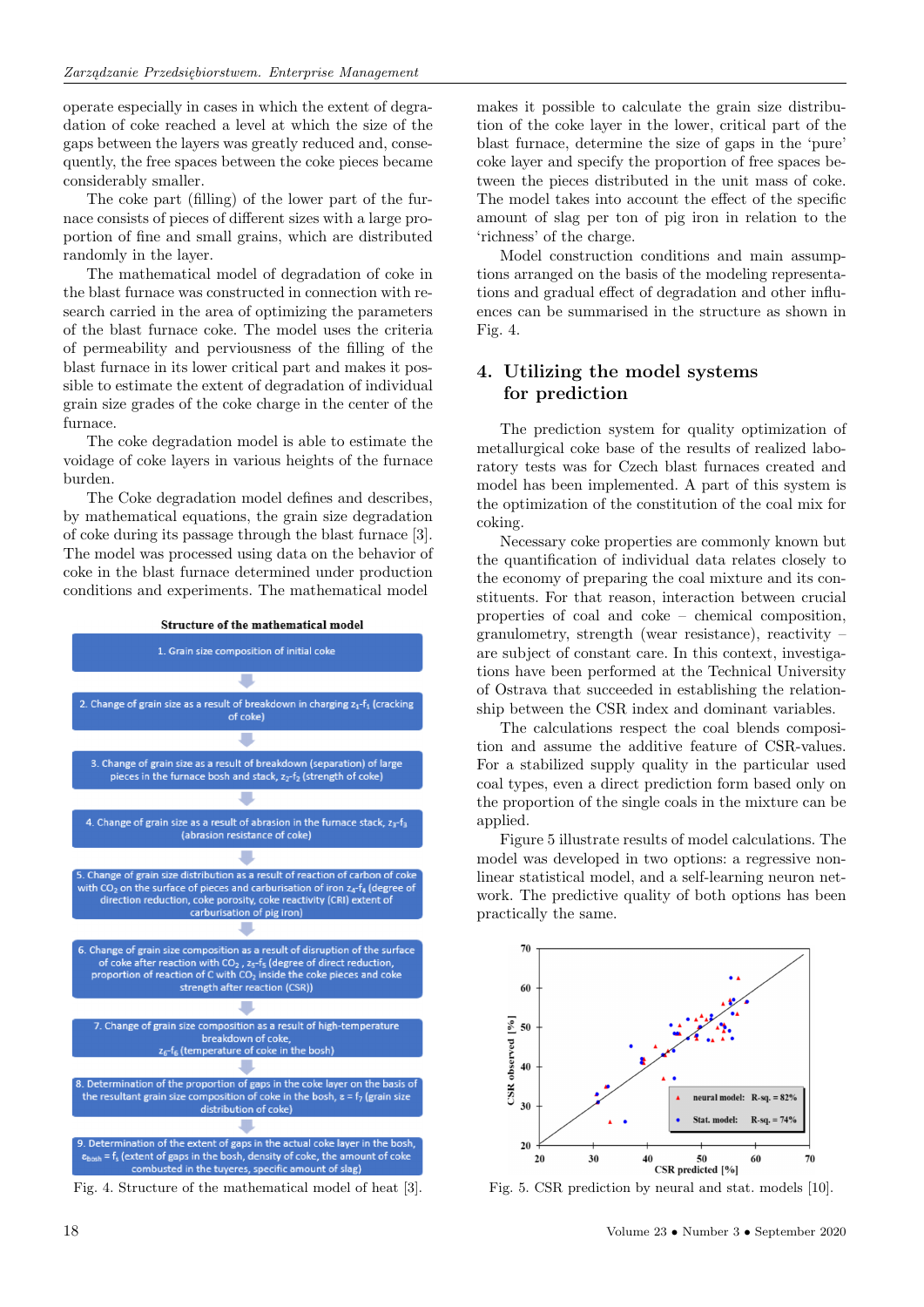operate especially in cases in which the extent of degradation of coke reached a level at which the size of the gaps between the layers was greatly reduced and, consequently, the free spaces between the coke pieces became considerably smaller.

The coke part (filling) of the lower part of the furnace consists of pieces of different sizes with a large proportion of fine and small grains, which are distributed randomly in the layer.

The mathematical model of degradation of coke in the blast furnace was constructed in connection with research carried in the area of optimizing the parameters of the blast furnace coke. The model uses the criteria of permeability and perviousness of the filling of the blast furnace in its lower critical part and makes it possible to estimate the extent of degradation of individual grain size grades of the coke charge in the center of the furnace.

The coke degradation model is able to estimate the voidage of coke layers in various heights of the furnace burden.

The Coke degradation model defines and describes, by mathematical equations, the grain size degradation of coke during its passage through the blast furnace [3]. The model was processed using data on the behavior of coke in the blast furnace determined under production conditions and experiments. The mathematical model makes it possible to calculate the grain size distribution of the coke layer in the lower, critical part of the blast furnace, determine the size of gaps in the 'pure' coke layer and specify the proportion of free spaces between the pieces distributed in the unit mass of coke. The model takes into account the effect of the specific amount of slag per ton of pig iron in relation to the 'richness' of the charge.

Model construction conditions and main assumptions arranged on the basis of the modeling representations and gradual effect of degradation and other influences can be summarised in the structure as shown in Fig. 4.

**Structure of the mathematical model**

1. Grain size composition of initial coke
2. Change of grain size as a result of breakdown in charging $z_1$-$f_1$ (cracking of coke)
3. Change of grain size as a result of breakdown (separation) of large pieces in the furnace bosh and stack, $z_2$-$f_2$ (strength of coke)
4. Change of grain size as a result of abrasion in the furnace stack, $z_3$-$f_3$ (abrasion resistance of coke)
5. Change of grain size distribution as a result of reaction of carbon of coke with $CO_2$ on the surface of pieces and carburisation of iron $z_4$-$f_4$ (degree of direction reduction, coke porosity, coke reactivity (CRI) extent of carburisation of pig iron)
6. Change of grain size composition as a result of disruption of the surface of coke after reaction with $CO_2$, $z_5$-$f_5$ (degree of direct reduction, proportion of reaction of C with $CO_2$ inside the coke pieces and coke strength after reaction (CSR))
7. Change of grain size composition as a result of high-temperature breakdown of coke, $z_6$-$f_6$ (temperature of coke in the bosh)
8. Determination of the proportion of gaps in the coke layer on the basis of the resultant grain size composition of coke in the bosh, $\varepsilon = f_7$ (grain size distribution of coke)
9. Determination of the extent of gaps in the actual coke layer in the bosh, $\varepsilon_{bosh} = f_8$ (extent of gaps in the bosh, density of coke, the amount of coke combusted in the tuyeres, specific amount of slag)

Fig. 4. Structure of the mathematical model of heat [3].

## 4. Utilizing the model systems for prediction

The prediction system for quality optimization of metallurgical coke base of the results of realized laboratory tests was for Czech blast furnaces created and model has been implemented. A part of this system is the optimization of the constitution of the coal mix for coking.

Necessary coke properties are commonly known but the quantification of individual data relates closely to the economy of preparing the coal mixture and its constituents. For that reason, interaction between crucial properties of coal and coke – chemical composition, granulometry, strength (wear resistance), reactivity – are subject of constant care. In this context, investigations have been performed at the Technical University of Ostrava that succeeded in establishing the relationship between the CSR index and dominant variables.

The calculations respect the coal blends composition and assume the additive feature of CSR-values. For a stabilized supply quality in the particular used coal types, even a direct prediction form based only on the proportion of the single coals in the mixture can be applied.

Figure 5 illustrate results of model calculations. The model was developed in two options: a regressive nonlinear statistical model, and a self-learning neuron network. The predictive quality of both options has been practically the same.

Fig. 5. CSR prediction by neural and stat. models [10].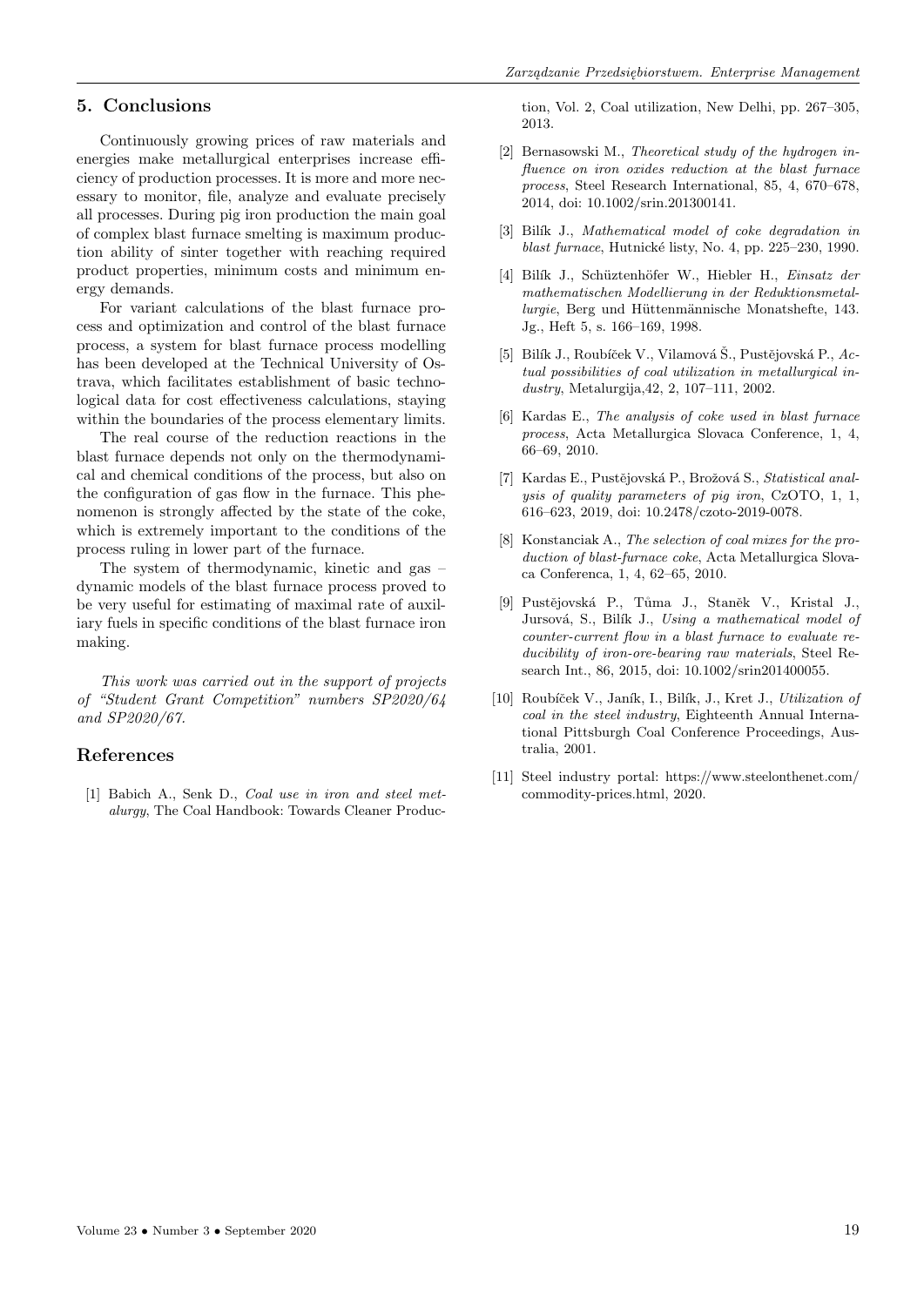## 5. Conclusions

Continuously growing prices of raw materials and energies make metallurgical enterprises increase efficiency of production processes. It is more and more necessary to monitor, file, analyze and evaluate precisely all processes. During pig iron production the main goal of complex blast furnace smelting is maximum production ability of sinter together with reaching required product properties, minimum costs and minimum energy demands.

For variant calculations of the blast furnace process and optimization and control of the blast furnace process, a system for blast furnace process modelling has been developed at the Technical University of Ostrava, which facilitates establishment of basic technological data for cost effectiveness calculations, staying within the boundaries of the process elementary limits.

The real course of the reduction reactions in the blast furnace depends not only on the thermodynamical and chemical conditions of the process, but also on the configuration of gas flow in the furnace. This phenomenon is strongly affected by the state of the coke, which is extremely important to the conditions of the process ruling in lower part of the furnace.

The system of thermodynamic, kinetic and gas – dynamic models of the blast furnace process proved to be very useful for estimating of maximal rate of auxiliary fuels in specific conditions of the blast furnace iron making.

*This work was carried out in the support of projects of "Student Grant Competition" numbers SP2020/64 and SP2020/67.*

## References

[1] Babich A., Senk D., *Coal use in iron and steel metalurgy*, The Coal Handbook: Towards Cleaner Production, Vol. 2, Coal utilization, New Delhi, pp. 267–305, 2013.

[2] Bernasowski M., *Theoretical study of the hydrogen influence on iron oxides reduction at the blast furnace process*, Steel Research International, 85, 4, 670–678, 2014, doi: 10.1002/srin.201300141.

[3] Bilík J., *Mathematical model of coke degradation in blast furnace*, Hutnické listy, No. 4, pp. 225–230, 1990.

[4] Bilík J., Schüztenhöfer W., Hiebler H., *Einsatz der mathematischen Modellierung in der Reduktionsmetallurgie*, Berg und Hüttenmännische Monatshefte, 143. Jg., Heft 5, s. 166–169, 1998.

[5] Bilík J., Roubíček V., Vilamová Š., Pustějovská P., *Actual possibilities of coal utilization in metallurgical industry*, Metalurgija,42, 2, 107–111, 2002.

[6] Kardas E., *The analysis of coke used in blast furnace process*, Acta Metallurgica Slovaca Conference, 1, 4, 66–69, 2010.

[7] Kardas E., Pustějovská P., Brožová S., *Statistical analysis of quality parameters of pig iron*, CzOTO, 1, 1, 616–623, 2019, doi: 10.2478/czoto-2019-0078.

[8] Konstanciak A., *The selection of coal mixes for the production of blast-furnace coke*, Acta Metallurgica Slovaca Conferenca, 1, 4, 62–65, 2010.

[9] Pustějovská P., Tůma J., Staněk V., Kristal J., Jursová, S., Bilík J., *Using a mathematical model of counter-current flow in a blast furnace to evaluate reducibility of iron-ore-bearing raw materials*, Steel Research Int., 86, 2015, doi: 10.1002/srin201400055.

[10] Roubíček V., Janík, I., Bilík, J., Kret J., *Utilization of coal in the steel industry*, Eighteenth Annual International Pittsburgh Coal Conference Proceedings, Australia, 2001.

[11] Steel industry portal: https://www.steelonthenet.com/commodity-prices.html, 2020.